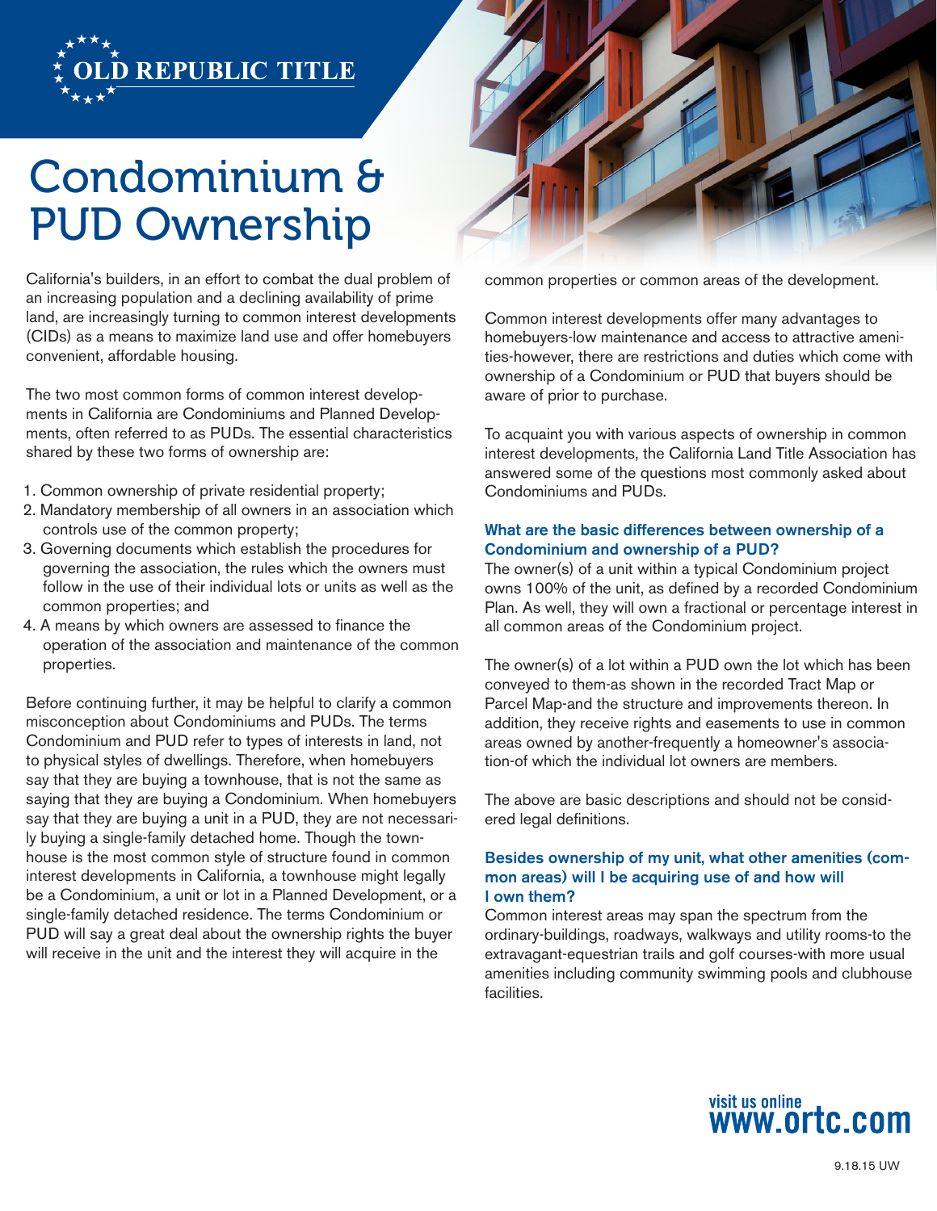**OLD REPUBLIC TITLE**

# Condominium & PUD Ownership

California's builders, in an effort to combat the dual problem of an increasing population and a declining availability of prime land, are increasingly turning to common interest developments (CIDs) as a means to maximize land use and offer homebuyers convenient, affordable housing.

The two most common forms of common interest developments in California are Condominiums and Planned Developments, often referred to as PUDs. The essential characteristics shared by these two forms of ownership are:

1. Common ownership of private residential property;
2. Mandatory membership of all owners in an association which controls use of the common property;
3. Governing documents which establish the procedures for governing the association, the rules which the owners must follow in the use of their individual lots or units as well as the common properties; and
4. A means by which owners are assessed to finance the operation of the association and maintenance of the common properties.

Before continuing further, it may be helpful to clarify a common misconception about Condominiums and PUDs. The terms Condominium and PUD refer to types of interests in land, not to physical styles of dwellings. Therefore, when homebuyers say that they are buying a townhouse, that is not the same as saying that they are buying a Condominium. When homebuyers say that they are buying a unit in a PUD, they are not necessarily buying a single-family detached home. Though the townhouse is the most common style of structure found in common interest developments in California, a townhouse might legally be a Condominium, a unit or lot in a Planned Development, or a single-family detached residence. The terms Condominium or PUD will say a great deal about the ownership rights the buyer will receive in the unit and the interest they will acquire in the common properties or common areas of the development.

Common interest developments offer many advantages to homebuyers-low maintenance and access to attractive amenities-however, there are restrictions and duties which come with ownership of a Condominium or PUD that buyers should be aware of prior to purchase.

To acquaint you with various aspects of ownership in common interest developments, the California Land Title Association has answered some of the questions most commonly asked about Condominiums and PUDs.

### What are the basic differences between ownership of a Condominium and ownership of a PUD?

The owner(s) of a unit within a typical Condominium project owns 100% of the unit, as defined by a recorded Condominium Plan. As well, they will own a fractional or percentage interest in all common areas of the Condominium project.

The owner(s) of a lot within a PUD own the lot which has been conveyed to them-as shown in the recorded Tract Map or Parcel Map-and the structure and improvements thereon. In addition, they receive rights and easements to use in common areas owned by another-frequently a homeowner's association-of which the individual lot owners are members.

The above are basic descriptions and should not be considered legal definitions.

### Besides ownership of my unit, what other amenities (common areas) will I be acquiring use of and how will I own them?

Common interest areas may span the spectrum from the ordinary-buildings, roadways, walkways and utility rooms-to the extravagant-equestrian trails and golf courses-with more usual amenities including community swimming pools and clubhouse facilities.

visit us online
**www.ortc.com**

9.18.15 UW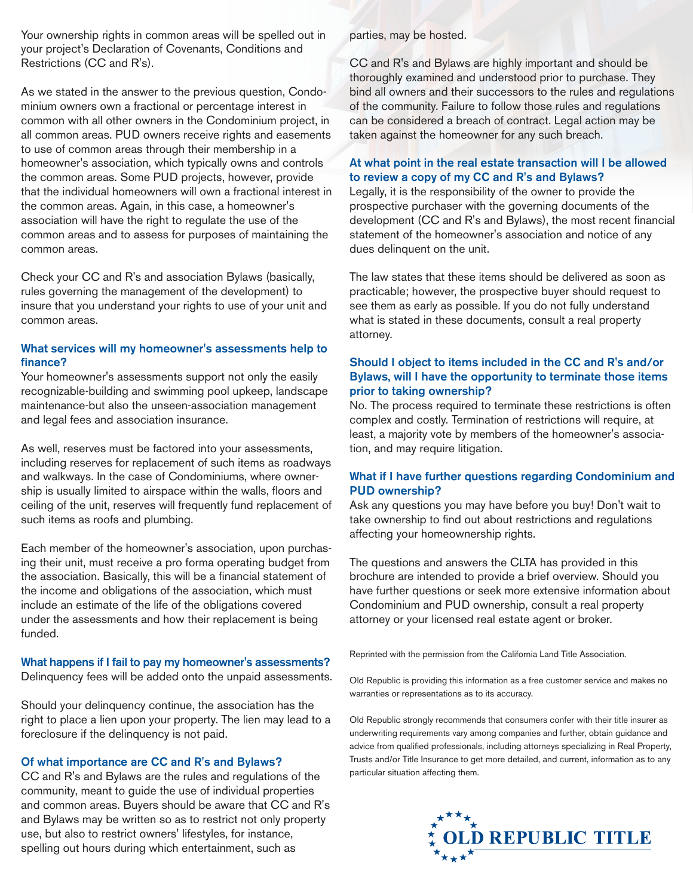Your ownership rights in common areas will be spelled out in your project's Declaration of Covenants, Conditions and Restrictions (CC and R's).

As we stated in the answer to the previous question, Condominium owners own a fractional or percentage interest in common with all other owners in the Condominium project, in all common areas. PUD owners receive rights and easements to use of common areas through their membership in a homeowner's association, which typically owns and controls the common areas. Some PUD projects, however, provide that the individual homeowners will own a fractional interest in the common areas. Again, in this case, a homeowner's association will have the right to regulate the use of the common areas and to assess for purposes of maintaining the common areas.

Check your CC and R's and association Bylaws (basically, rules governing the management of the development) to insure that you understand your rights to use of your unit and common areas.

### What services will my homeowner's assessments help to finance?

Your homeowner's assessments support not only the easily recognizable-building and swimming pool upkeep, landscape maintenance-but also the unseen-association management and legal fees and association insurance.

As well, reserves must be factored into your assessments, including reserves for replacement of such items as roadways and walkways. In the case of Condominiums, where ownership is usually limited to airspace within the walls, floors and ceiling of the unit, reserves will frequently fund replacement of such items as roofs and plumbing.

Each member of the homeowner's association, upon purchasing their unit, must receive a pro forma operating budget from the association. Basically, this will be a financial statement of the income and obligations of the association, which must include an estimate of the life of the obligations covered under the assessments and how their replacement is being funded.

### What happens if I fail to pay my homeowner's assessments?

Delinquency fees will be added onto the unpaid assessments.

Should your delinquency continue, the association has the right to place a lien upon your property. The lien may lead to a foreclosure if the delinquency is not paid.

### Of what importance are CC and R's and Bylaws?

CC and R's and Bylaws are the rules and regulations of the community, meant to guide the use of individual properties and common areas. Buyers should be aware that CC and R's and Bylaws may be written so as to restrict not only property use, but also to restrict owners' lifestyles, for instance, spelling out hours during which entertainment, such as parties, may be hosted.

CC and R's and Bylaws are highly important and should be thoroughly examined and understood prior to purchase. They bind all owners and their successors to the rules and regulations of the community. Failure to follow those rules and regulations can be considered a breach of contract. Legal action may be taken against the homeowner for any such breach.

### At what point in the real estate transaction will I be allowed to review a copy of my CC and R's and Bylaws?

Legally, it is the responsibility of the owner to provide the prospective purchaser with the governing documents of the development (CC and R's and Bylaws), the most recent financial statement of the homeowner's association and notice of any dues delinquent on the unit.

The law states that these items should be delivered as soon as practicable; however, the prospective buyer should request to see them as early as possible. If you do not fully understand what is stated in these documents, consult a real property attorney.

### Should I object to items included in the CC and R's and/or Bylaws, will I have the opportunity to terminate those items prior to taking ownership?

No. The process required to terminate these restrictions is often complex and costly. Termination of restrictions will require, at least, a majority vote by members of the homeowner's association, and may require litigation.

### What if I have further questions regarding Condominium and PUD ownership?

Ask any questions you may have before you buy! Don't wait to take ownership to find out about restrictions and regulations affecting your homeownership rights.

The questions and answers the CLTA has provided in this brochure are intended to provide a brief overview. Should you have further questions or seek more extensive information about Condominium and PUD ownership, consult a real property attorney or your licensed real estate agent or broker.

Reprinted with the permission from the California Land Title Association.

Old Republic is providing this information as a free customer service and makes no warranties or representations as to its accuracy.

Old Republic strongly recommends that consumers confer with their title insurer as underwriting requirements vary among companies and further, obtain guidance and advice from qualified professionals, including attorneys specializing in Real Property, Trusts and/or Title Insurance to get more detailed, and current, information as to any particular situation affecting them.

OLD REPUBLIC TITLE